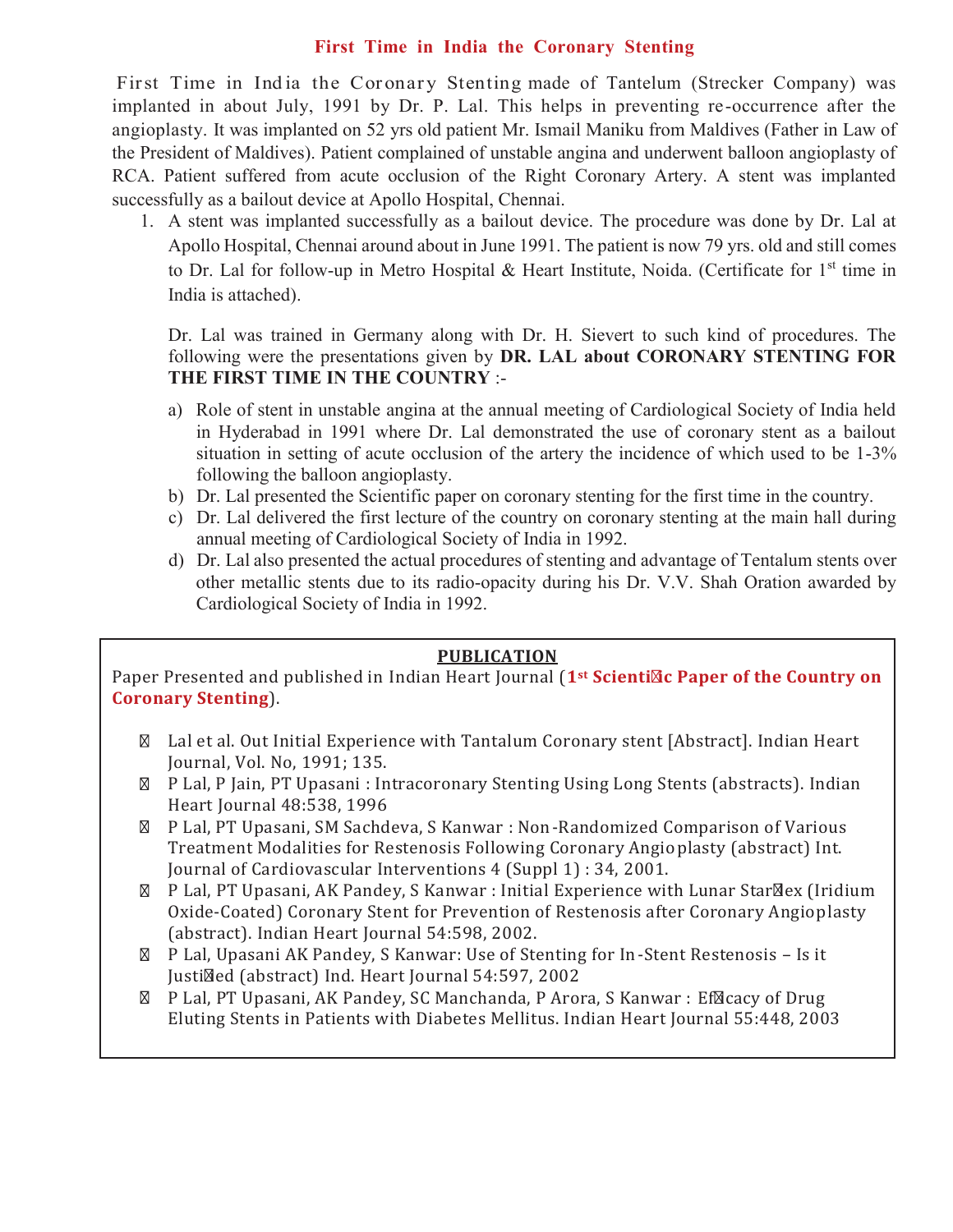## First Time in India the Coronary Stenting

First Time in India the Coronary Stenting made of Tantelum (Strecker Company) was implanted in about July, 1991 by Dr. P. Lal. This helps in preventing re-occurrence after the angioplasty. It was implanted on 52 yrs old patient Mr. Ismail Maniku from Maldives (Father in Law of the President of Maldives). Patient complained of unstable angina and underwent balloon angioplasty of RCA. Patient suffered from acute occlusion of the Right Coronary Artery. A stent was implanted successfully as a bailout device at Apollo Hospital, Chennai.

1. A stent was implanted successfully as a bailout device. The procedure was done by Dr. Lal at Apollo Hospital, Chennai around about in June 1991. The patient is now 79 yrs. old and still comes to Dr. Lal for follow-up in Metro Hospital & Heart Institute, Noida. (Certificate for 1st time in India is attached).

   Dr. Lal was trained in Germany along with Dr. H. Sievert to such kind of procedures. The following were the presentations given by **DR. LAL about CORONARY STENTING FOR THE FIRST TIME IN THE COUNTRY** :-

   a) Role of stent in unstable angina at the annual meeting of Cardiological Society of India held in Hyderabad in 1991 where Dr. Lal demonstrated the use of coronary stent as a bailout situation in setting of acute occlusion of the artery the incidence of which used to be 1-3% following the balloon angioplasty.
   b) Dr. Lal presented the Scientific paper on coronary stenting for the first time in the country.
   c) Dr. Lal delivered the first lecture of the country on coronary stenting at the main hall during annual meeting of Cardiological Society of India in 1992.
   d) Dr. Lal also presented the actual procedures of stenting and advantage of Tentalum stents over other metallic stents due to its radio-opacity during his Dr. V.V. Shah Oration awarded by Cardiological Society of India in 1992.

### PUBLICATION

Paper Presented and published in Indian Heart Journal (**1st Scientific Paper of the Country on Coronary Stenting**).

- Lal et al. Out Initial Experience with Tantalum Coronary stent [Abstract]. Indian Heart Journal, Vol. No, 1991; 135.
- P Lal, P Jain, PT Upasani : Intracoronary Stenting Using Long Stents (abstracts). Indian Heart Journal 48:538, 1996
- P Lal, PT Upasani, SM Sachdeva, S Kanwar : Non-Randomized Comparison of Various Treatment Modalities for Restenosis Following Coronary Angioplasty (abstract) Int. Journal of Cardiovascular Interventions 4 (Suppl 1) : 34, 2001.
- P Lal, PT Upasani, AK Pandey, S Kanwar : Initial Experience with Lunar Starflex (Iridium Oxide-Coated) Coronary Stent for Prevention of Restenosis after Coronary Angioplasty (abstract). Indian Heart Journal 54:598, 2002.
- P Lal, Upasani AK Pandey, S Kanwar: Use of Stenting for In-Stent Restenosis – Is it Justified (abstract) Ind. Heart Journal 54:597, 2002
- P Lal, PT Upasani, AK Pandey, SC Manchanda, P Arora, S Kanwar : Efficacy of Drug Eluting Stents in Patients with Diabetes Mellitus. Indian Heart Journal 55:448, 2003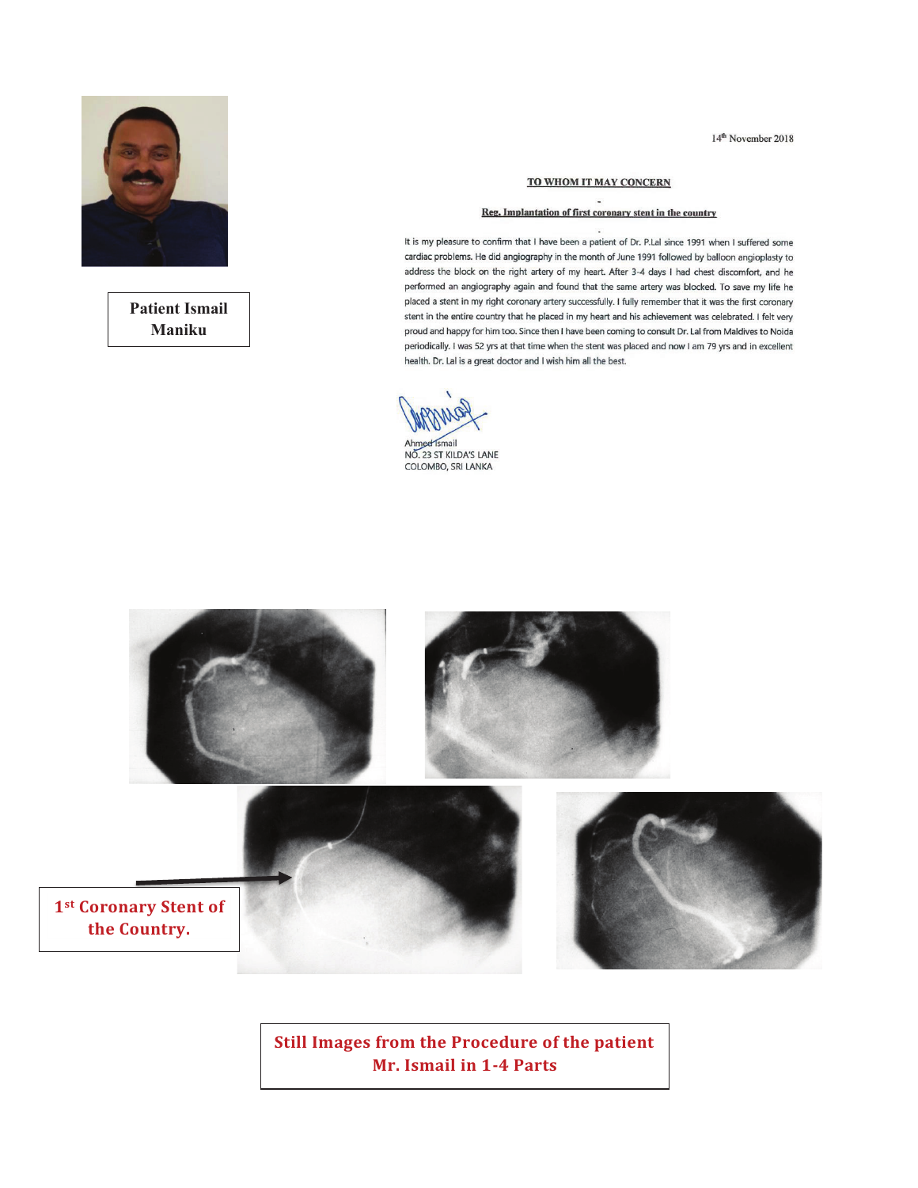**Patient Ismail Maniku**

14th November 2018

**TO WHOM IT MAY CONCERN**

-

**Reg. Implantation of first coronary stent in the country**

It is my pleasure to confirm that I have been a patient of Dr. P.Lal since 1991 when I suffered some cardiac problems. He did angiography in the month of June 1991 followed by balloon angioplasty to address the block on the right artery of my heart. After 3-4 days I had chest discomfort, and he performed an angiography again and found that the same artery was blocked. To save my life he placed a stent in my right coronary artery successfully. I fully remember that it was the first coronary stent in the entire country that he placed in my heart and his achievement was celebrated. I felt very proud and happy for him too. Since then I have been coming to consult Dr. Lal from Maldives to Noida periodically. I was 52 yrs at that time when the stent was placed and now I am 79 yrs and in excellent health. Dr. Lal is a great doctor and I wish him all the best.

Ahmed Ismail
NO. 23 ST KILDA'S LANE
COLOMBO, SRI LANKA

1st Coronary Stent of the Country.

**Still Images from the Procedure of the patient Mr. Ismail in 1-4 Parts**